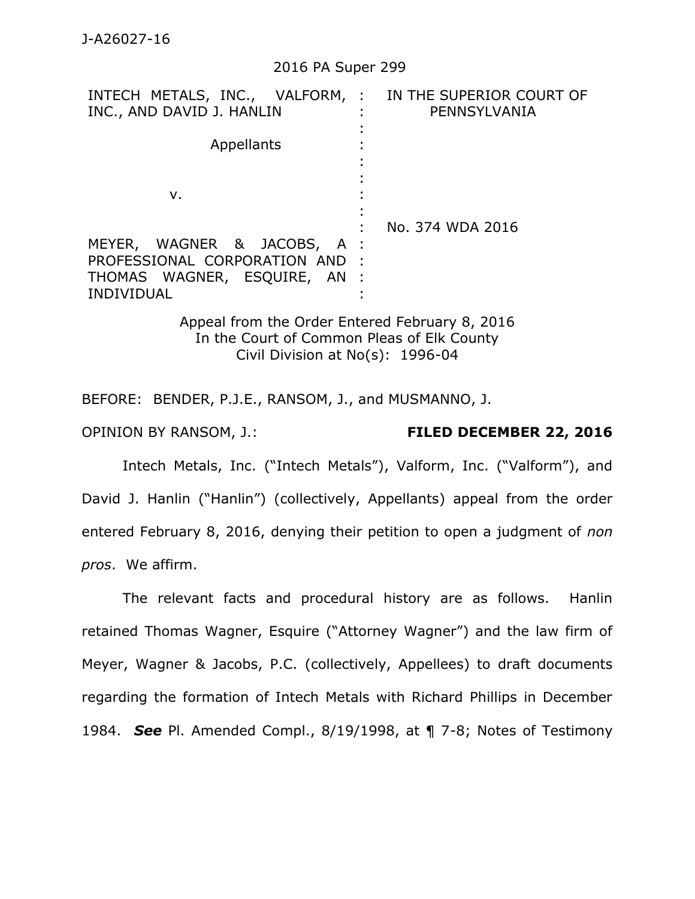J-A26027-16

2016 PA Super 299

| INTECH METALS, INC., VALFORM, INC., AND DAVID J. HANLIN<br><br>Appellants<br><br>v.<br><br>MEYER, WAGNER & JACOBS, A PROFESSIONAL CORPORATION AND THOMAS WAGNER, ESQUIRE, AN INDIVIDUAL | IN THE SUPERIOR COURT OF PENNSYLVANIA<br><br><br><br><br><br>No. 374 WDA 2016 |
|---|---|

Appeal from the Order Entered February 8, 2016
In the Court of Common Pleas of Elk County
Civil Division at No(s): 1996-04

BEFORE: BENDER, P.J.E., RANSOM, J., and MUSMANNO, J.

OPINION BY RANSOM, J.: **FILED DECEMBER 22, 2016**

Intech Metals, Inc. ("Intech Metals"), Valform, Inc. ("Valform"), and David J. Hanlin ("Hanlin") (collectively, Appellants) appeal from the order entered February 8, 2016, denying their petition to open a judgment of *non pros*. We affirm.

The relevant facts and procedural history are as follows. Hanlin retained Thomas Wagner, Esquire ("Attorney Wagner") and the law firm of Meyer, Wagner & Jacobs, P.C. (collectively, Appellees) to draft documents regarding the formation of Intech Metals with Richard Phillips in December 1984. ***See*** Pl. Amended Compl., 8/19/1998, at ¶ 7-8; Notes of Testimony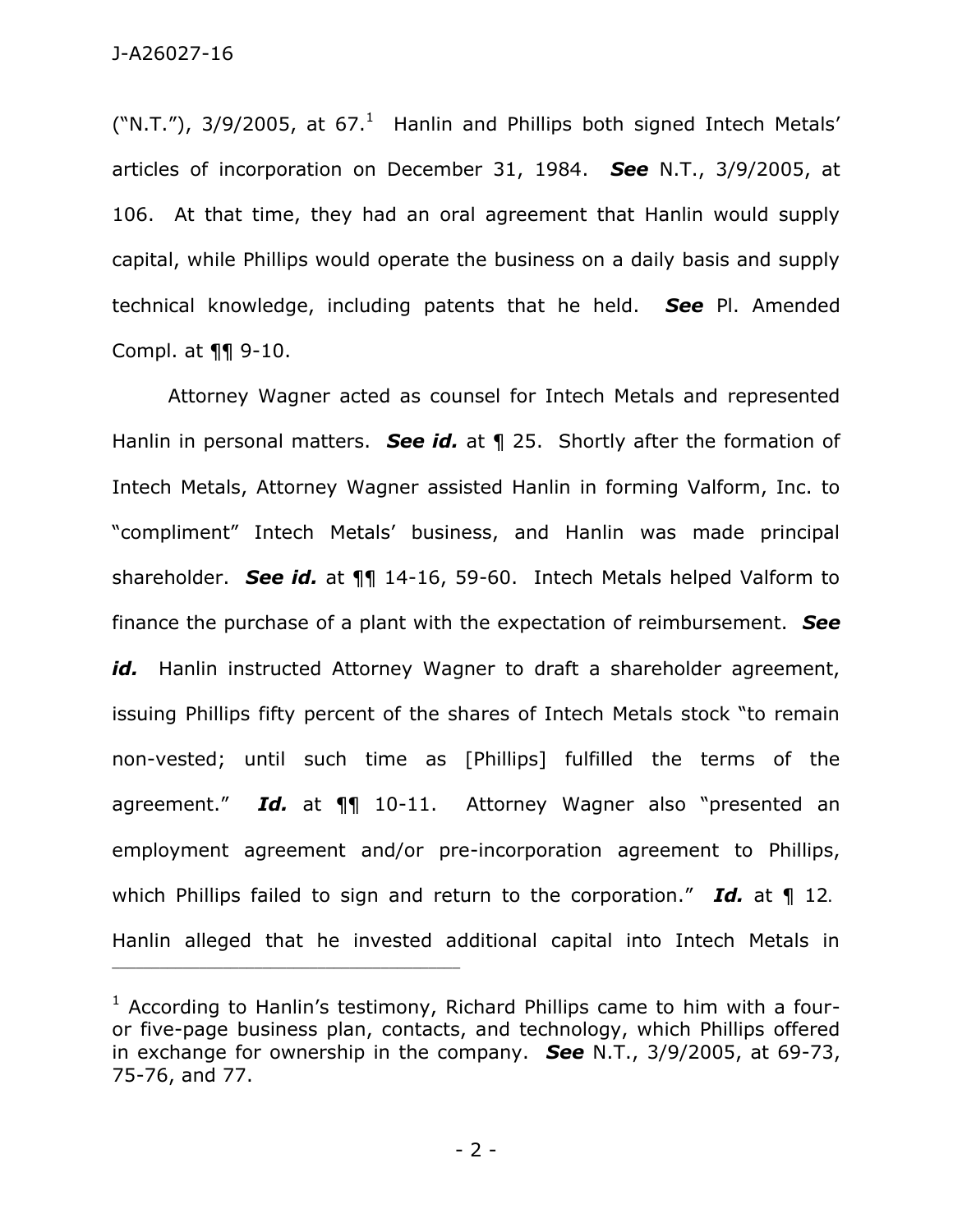("N.T."), 3/9/2005, at 67.[1] Hanlin and Phillips both signed Intech Metals' articles of incorporation on December 31, 1984. ***See*** N.T., 3/9/2005, at 106. At that time, they had an oral agreement that Hanlin would supply capital, while Phillips would operate the business on a daily basis and supply technical knowledge, including patents that he held. ***See*** Pl. Amended Compl. at ¶¶ 9-10.

Attorney Wagner acted as counsel for Intech Metals and represented Hanlin in personal matters. ***See id.*** at ¶ 25. Shortly after the formation of Intech Metals, Attorney Wagner assisted Hanlin in forming Valform, Inc. to "compliment" Intech Metals' business, and Hanlin was made principal shareholder. ***See id.*** at ¶¶ 14-16, 59-60. Intech Metals helped Valform to finance the purchase of a plant with the expectation of reimbursement. ***See id.*** Hanlin instructed Attorney Wagner to draft a shareholder agreement, issuing Phillips fifty percent of the shares of Intech Metals stock "to remain non-vested; until such time as [Phillips] fulfilled the terms of the agreement." ***Id.*** at ¶¶ 10-11. Attorney Wagner also "presented an employment agreement and/or pre-incorporation agreement to Phillips, which Phillips failed to sign and return to the corporation." ***Id.*** at ¶ 12. Hanlin alleged that he invested additional capital into Intech Metals in

---

[1] According to Hanlin's testimony, Richard Phillips came to him with a four- or five-page business plan, contacts, and technology, which Phillips offered in exchange for ownership in the company. ***See*** N.T., 3/9/2005, at 69-73, 75-76, and 77.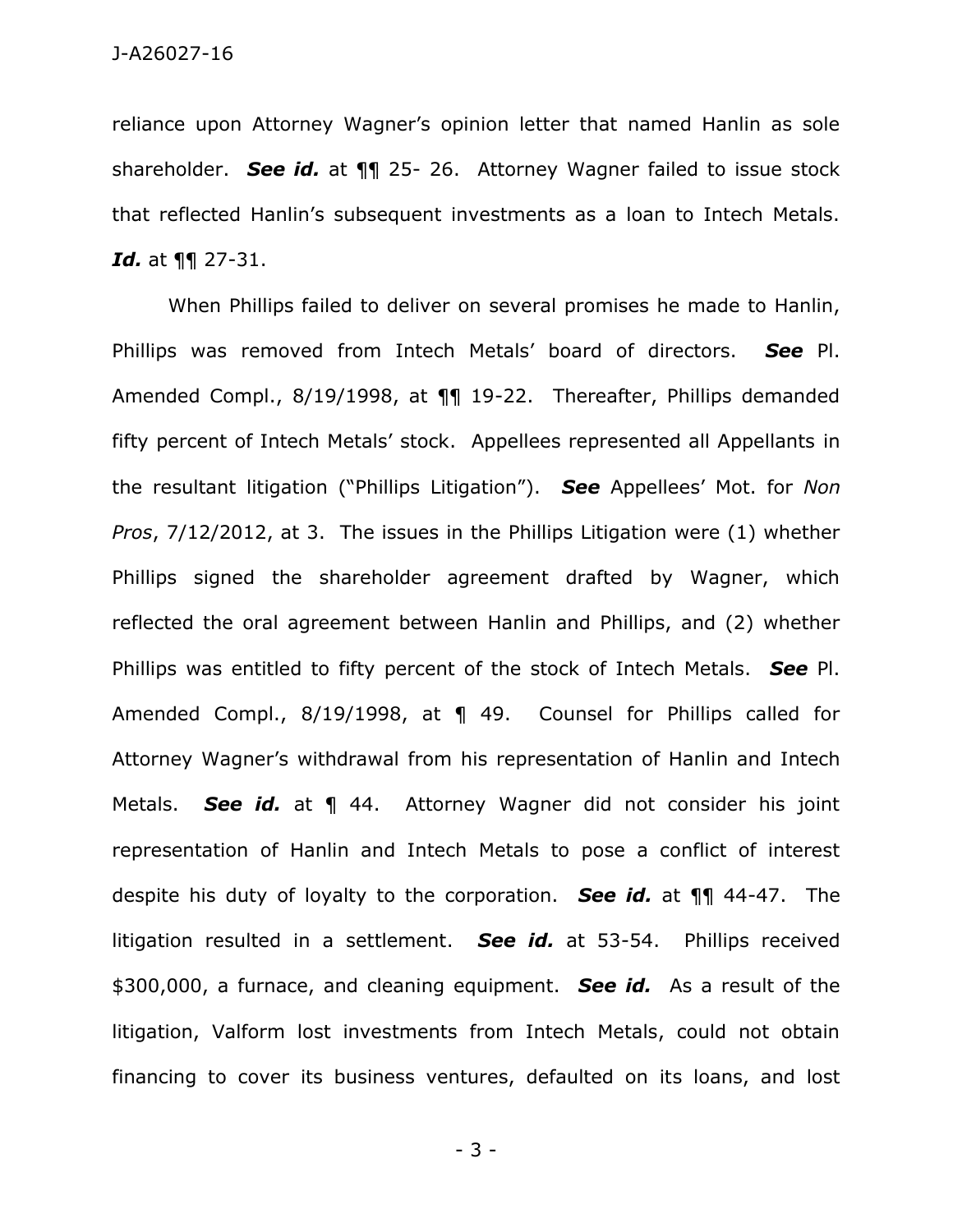reliance upon Attorney Wagner's opinion letter that named Hanlin as sole shareholder. ***See id.*** at ¶¶ 25- 26. Attorney Wagner failed to issue stock that reflected Hanlin's subsequent investments as a loan to Intech Metals. ***Id.*** at ¶¶ 27-31.

When Phillips failed to deliver on several promises he made to Hanlin, Phillips was removed from Intech Metals' board of directors. ***See*** Pl. Amended Compl., 8/19/1998, at ¶¶ 19-22. Thereafter, Phillips demanded fifty percent of Intech Metals' stock. Appellees represented all Appellants in the resultant litigation ("Phillips Litigation"). ***See*** Appellees' Mot. for *Non Pros*, 7/12/2012, at 3. The issues in the Phillips Litigation were (1) whether Phillips signed the shareholder agreement drafted by Wagner, which reflected the oral agreement between Hanlin and Phillips, and (2) whether Phillips was entitled to fifty percent of the stock of Intech Metals. ***See*** Pl. Amended Compl., 8/19/1998, at ¶ 49. Counsel for Phillips called for Attorney Wagner's withdrawal from his representation of Hanlin and Intech Metals. ***See id.*** at ¶ 44. Attorney Wagner did not consider his joint representation of Hanlin and Intech Metals to pose a conflict of interest despite his duty of loyalty to the corporation. ***See id.*** at ¶¶ 44-47. The litigation resulted in a settlement. ***See id.*** at 53-54. Phillips received $300,000, a furnace, and cleaning equipment. ***See id.*** As a result of the litigation, Valform lost investments from Intech Metals, could not obtain financing to cover its business ventures, defaulted on its loans, and lost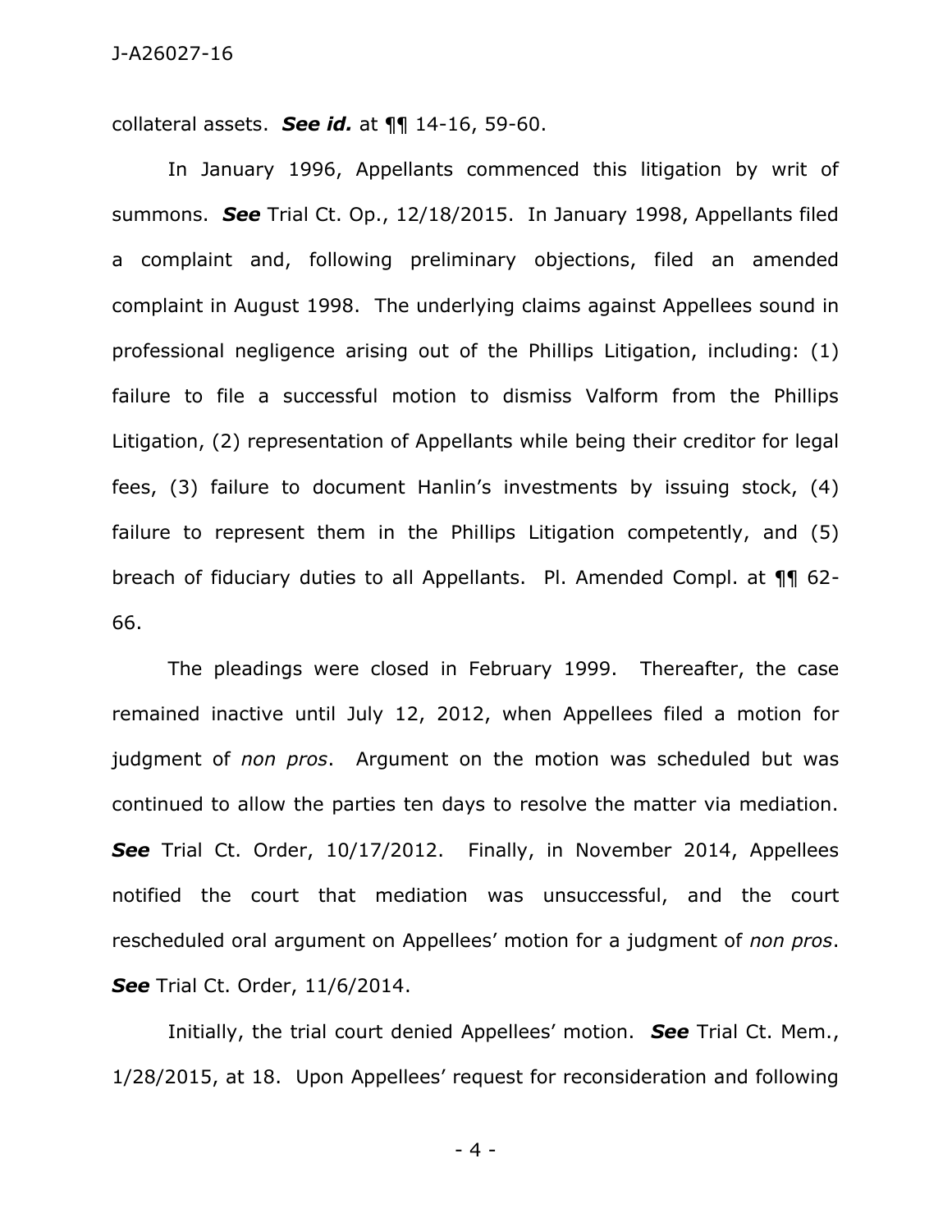collateral assets. ***See id.*** at ¶¶ 14-16, 59-60.

In January 1996, Appellants commenced this litigation by writ of summons. ***See*** Trial Ct. Op., 12/18/2015. In January 1998, Appellants filed a complaint and, following preliminary objections, filed an amended complaint in August 1998. The underlying claims against Appellees sound in professional negligence arising out of the Phillips Litigation, including: (1) failure to file a successful motion to dismiss Valform from the Phillips Litigation, (2) representation of Appellants while being their creditor for legal fees, (3) failure to document Hanlin's investments by issuing stock, (4) failure to represent them in the Phillips Litigation competently, and (5) breach of fiduciary duties to all Appellants. Pl. Amended Compl. at ¶¶ 62-66.

The pleadings were closed in February 1999. Thereafter, the case remained inactive until July 12, 2012, when Appellees filed a motion for judgment of *non pros*. Argument on the motion was scheduled but was continued to allow the parties ten days to resolve the matter via mediation. ***See*** Trial Ct. Order, 10/17/2012. Finally, in November 2014, Appellees notified the court that mediation was unsuccessful, and the court rescheduled oral argument on Appellees' motion for a judgment of *non pros*. ***See*** Trial Ct. Order, 11/6/2014.

Initially, the trial court denied Appellees' motion. ***See*** Trial Ct. Mem., 1/28/2015, at 18. Upon Appellees' request for reconsideration and following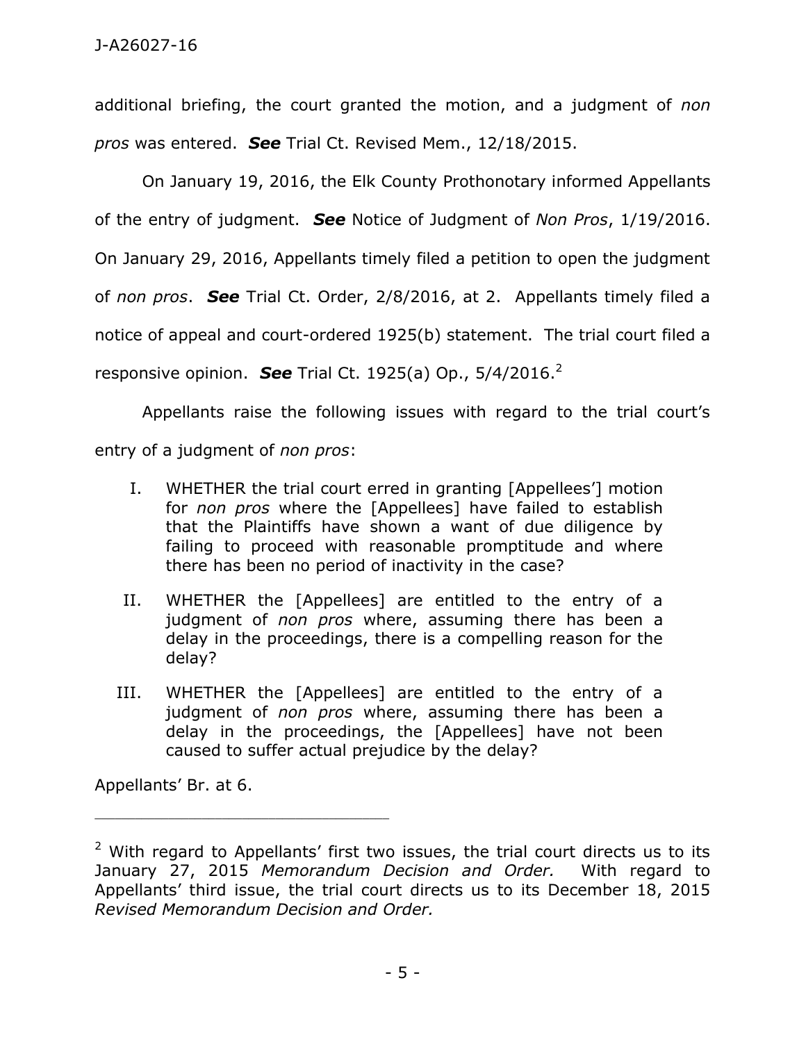additional briefing, the court granted the motion, and a judgment of *non pros* was entered. ***See*** Trial Ct. Revised Mem., 12/18/2015.

On January 19, 2016, the Elk County Prothonotary informed Appellants of the entry of judgment. ***See*** Notice of Judgment of *Non Pros*, 1/19/2016. On January 29, 2016, Appellants timely filed a petition to open the judgment of *non pros*. ***See*** Trial Ct. Order, 2/8/2016, at 2. Appellants timely filed a notice of appeal and court-ordered 1925(b) statement. The trial court filed a responsive opinion. ***See*** Trial Ct. 1925(a) Op., 5/4/2016.[2]

Appellants raise the following issues with regard to the trial court's entry of a judgment of *non pros*:

> I. WHETHER the trial court erred in granting [Appellees'] motion for *non pros* where the [Appellees] have failed to establish that the Plaintiffs have shown a want of due diligence by failing to proceed with reasonable promptitude and where there has been no period of inactivity in the case?
>
> II. WHETHER the [Appellees] are entitled to the entry of a judgment of *non pros* where, assuming there has been a delay in the proceedings, there is a compelling reason for the delay?
>
> III. WHETHER the [Appellees] are entitled to the entry of a judgment of *non pros* where, assuming there has been a delay in the proceedings, the [Appellees] have not been caused to suffer actual prejudice by the delay?

Appellants' Br. at 6.

---

[2] With regard to Appellants' first two issues, the trial court directs us to its January 27, 2015 *Memorandum Decision and Order.* With regard to Appellants' third issue, the trial court directs us to its December 18, 2015 *Revised Memorandum Decision and Order.*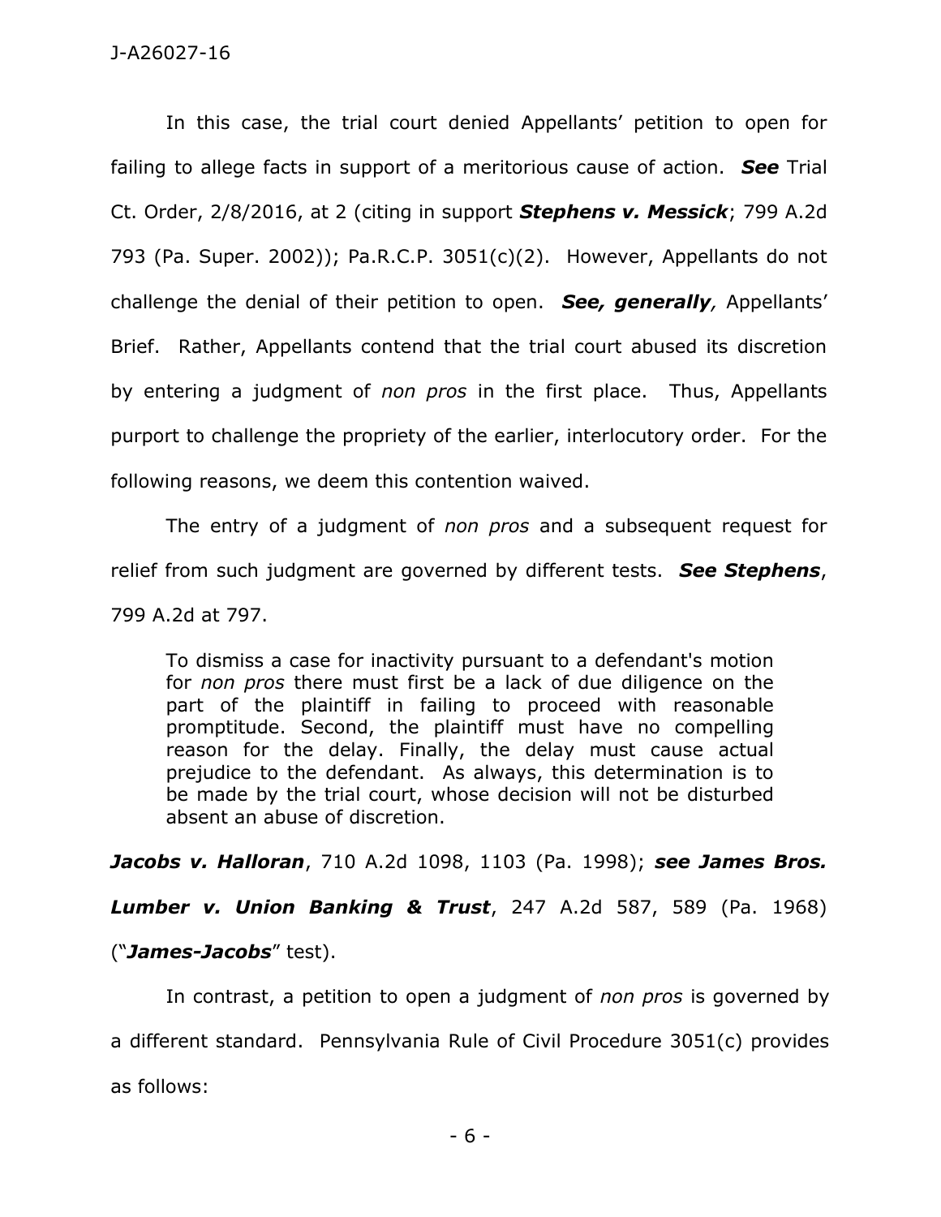In this case, the trial court denied Appellants' petition to open for failing to allege facts in support of a meritorious cause of action. ***See*** Trial Ct. Order, 2/8/2016, at 2 (citing in support ***Stephens v. Messick***; 799 A.2d 793 (Pa. Super. 2002)); Pa.R.C.P. 3051(c)(2). However, Appellants do not challenge the denial of their petition to open. ***See, generally,*** Appellants' Brief. Rather, Appellants contend that the trial court abused its discretion by entering a judgment of *non pros* in the first place. Thus, Appellants purport to challenge the propriety of the earlier, interlocutory order. For the following reasons, we deem this contention waived.

The entry of a judgment of *non pros* and a subsequent request for relief from such judgment are governed by different tests. ***See Stephens***, 799 A.2d at 797.

> To dismiss a case for inactivity pursuant to a defendant's motion for *non pros* there must first be a lack of due diligence on the part of the plaintiff in failing to proceed with reasonable promptitude. Second, the plaintiff must have no compelling reason for the delay. Finally, the delay must cause actual prejudice to the defendant. As always, this determination is to be made by the trial court, whose decision will not be disturbed absent an abuse of discretion.

***Jacobs v. Halloran***, 710 A.2d 1098, 1103 (Pa. 1998); ***see James Bros. Lumber v. Union Banking & Trust***, 247 A.2d 587, 589 (Pa. 1968) ("***James-Jacobs***" test).

In contrast, a petition to open a judgment of *non pros* is governed by a different standard. Pennsylvania Rule of Civil Procedure 3051(c) provides as follows: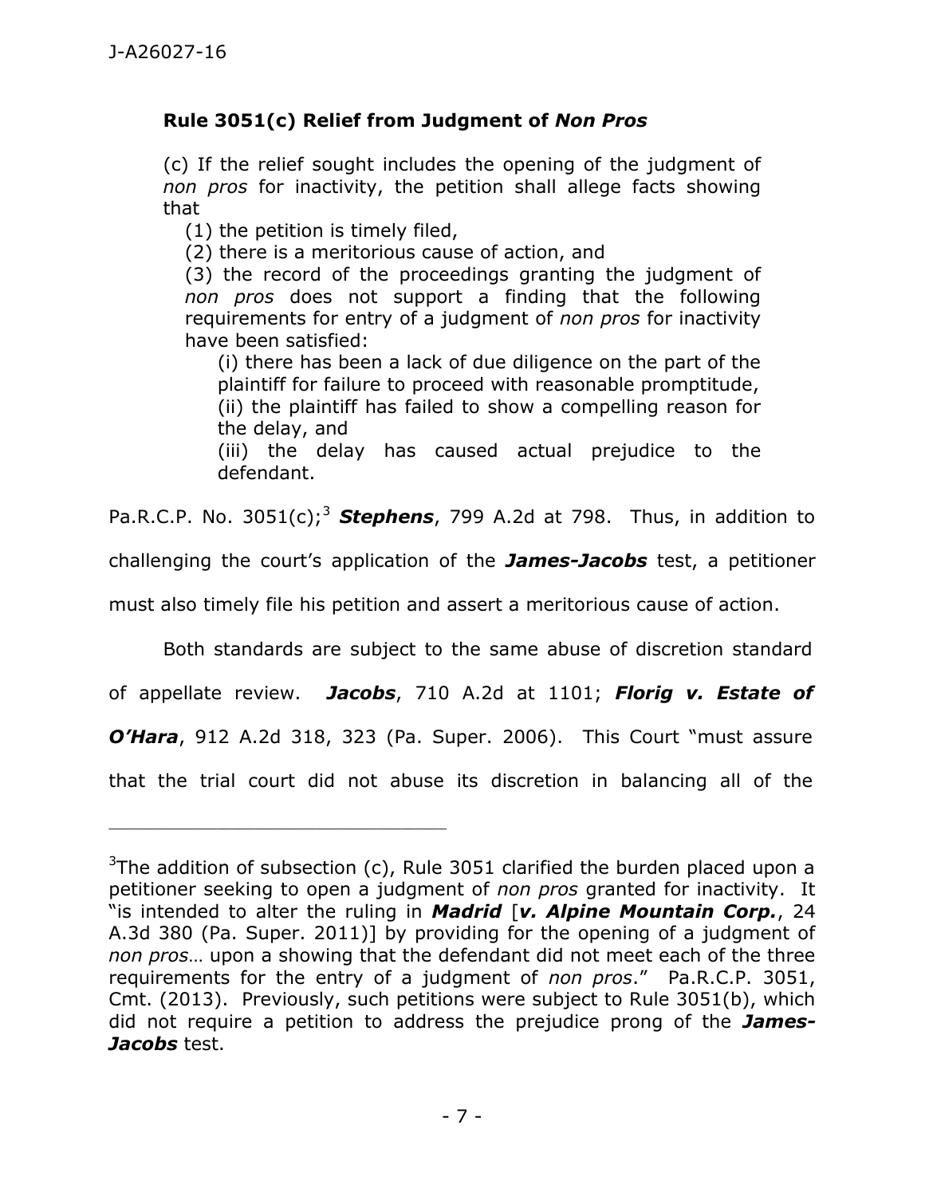**Rule 3051(c) Relief from Judgment of *Non Pros***

> (c) If the relief sought includes the opening of the judgment of *non pros* for inactivity, the petition shall allege facts showing that
>
> (1) the petition is timely filed,
>
> (2) there is a meritorious cause of action, and
>
> (3) the record of the proceedings granting the judgment of *non pros* does not support a finding that the following requirements for entry of a judgment of *non pros* for inactivity have been satisfied:
>
> (i) there has been a lack of due diligence on the part of the plaintiff for failure to proceed with reasonable promptitude,
>
> (ii) the plaintiff has failed to show a compelling reason for the delay, and
>
> (iii) the delay has caused actual prejudice to the defendant.

Pa.R.C.P. No. 3051(c);[3] ***Stephens***, 799 A.2d at 798. Thus, in addition to challenging the court's application of the ***James-Jacobs*** test, a petitioner must also timely file his petition and assert a meritorious cause of action.

Both standards are subject to the same abuse of discretion standard of appellate review. ***Jacobs***, 710 A.2d at 1101; ***Florig v. Estate of O'Hara***, 912 A.2d 318, 323 (Pa. Super. 2006). This Court "must assure that the trial court did not abuse its discretion in balancing all of the

---

[3]The addition of subsection (c), Rule 3051 clarified the burden placed upon a petitioner seeking to open a judgment of *non pros* granted for inactivity. It "is intended to alter the ruling in ***Madrid*** [***v. Alpine Mountain Corp.***, 24 A.3d 380 (Pa. Super. 2011)] by providing for the opening of a judgment of *non pros*… upon a showing that the defendant did not meet each of the three requirements for the entry of a judgment of *non pros*." Pa.R.C.P. 3051, Cmt. (2013). Previously, such petitions were subject to Rule 3051(b), which did not require a petition to address the prejudice prong of the ***James-Jacobs*** test.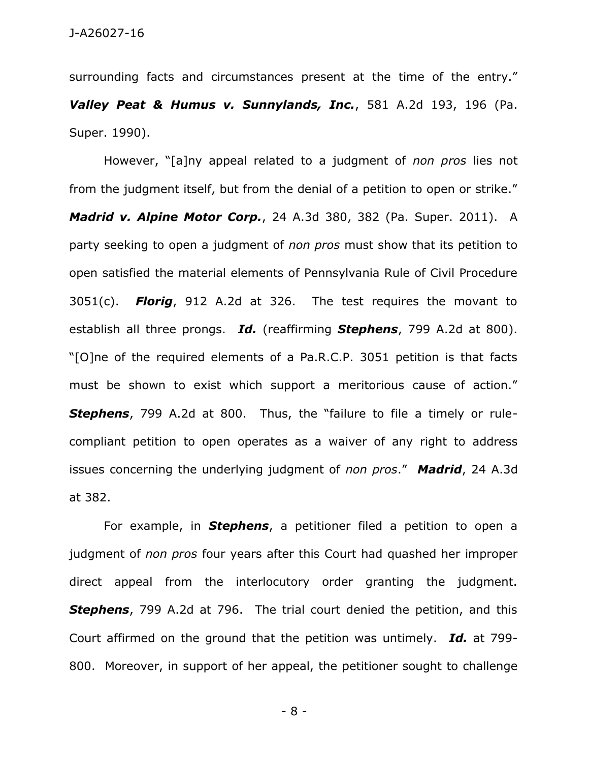surrounding facts and circumstances present at the time of the entry." ***Valley Peat & Humus v. Sunnylands, Inc.***, 581 A.2d 193, 196 (Pa. Super. 1990).

However, "[a]ny appeal related to a judgment of *non pros* lies not from the judgment itself, but from the denial of a petition to open or strike." ***Madrid v. Alpine Motor Corp.***, 24 A.3d 380, 382 (Pa. Super. 2011). A party seeking to open a judgment of *non pros* must show that its petition to open satisfied the material elements of Pennsylvania Rule of Civil Procedure 3051(c). ***Florig***, 912 A.2d at 326. The test requires the movant to establish all three prongs. ***Id.*** (reaffirming ***Stephens***, 799 A.2d at 800). "[O]ne of the required elements of a Pa.R.C.P. 3051 petition is that facts must be shown to exist which support a meritorious cause of action." ***Stephens***, 799 A.2d at 800. Thus, the "failure to file a timely or rule-compliant petition to open operates as a waiver of any right to address issues concerning the underlying judgment of *non pros*." ***Madrid***, 24 A.3d at 382.

For example, in ***Stephens***, a petitioner filed a petition to open a judgment of *non pros* four years after this Court had quashed her improper direct appeal from the interlocutory order granting the judgment. ***Stephens***, 799 A.2d at 796. The trial court denied the petition, and this Court affirmed on the ground that the petition was untimely. ***Id.*** at 799-800. Moreover, in support of her appeal, the petitioner sought to challenge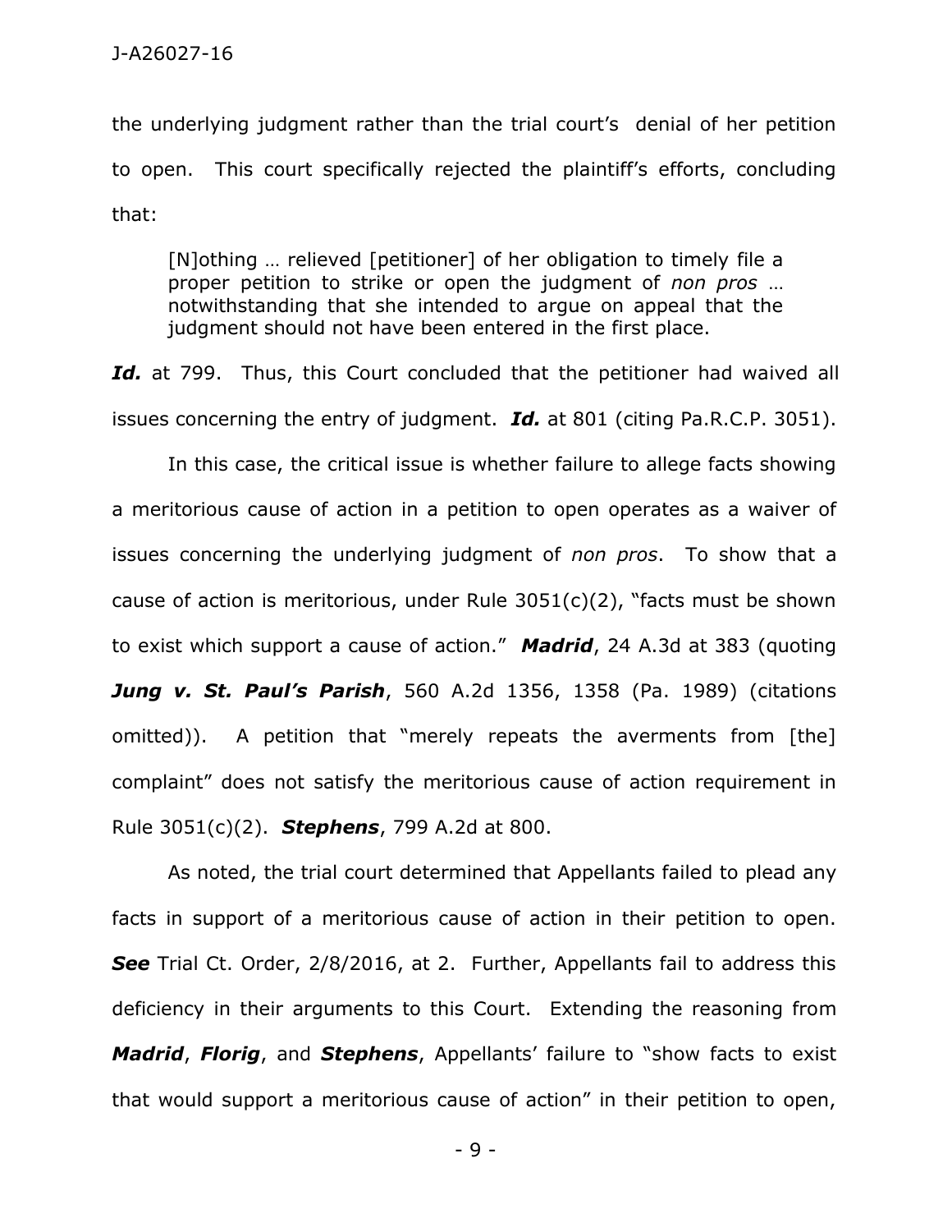the underlying judgment rather than the trial court's denial of her petition to open. This court specifically rejected the plaintiff's efforts, concluding that:

> [N]othing … relieved [petitioner] of her obligation to timely file a proper petition to strike or open the judgment of *non pros* … notwithstanding that she intended to argue on appeal that the judgment should not have been entered in the first place.

***Id.*** at 799. Thus, this Court concluded that the petitioner had waived all issues concerning the entry of judgment. ***Id.*** at 801 (citing Pa.R.C.P. 3051).

In this case, the critical issue is whether failure to allege facts showing a meritorious cause of action in a petition to open operates as a waiver of issues concerning the underlying judgment of *non pros*. To show that a cause of action is meritorious, under Rule 3051(c)(2), "facts must be shown to exist which support a cause of action." ***Madrid***, 24 A.3d at 383 (quoting ***Jung v. St. Paul's Parish***, 560 A.2d 1356, 1358 (Pa. 1989) (citations omitted)). A petition that "merely repeats the averments from [the] complaint" does not satisfy the meritorious cause of action requirement in Rule 3051(c)(2). ***Stephens***, 799 A.2d at 800.

As noted, the trial court determined that Appellants failed to plead any facts in support of a meritorious cause of action in their petition to open. ***See*** Trial Ct. Order, 2/8/2016, at 2. Further, Appellants fail to address this deficiency in their arguments to this Court. Extending the reasoning from ***Madrid***, ***Florig***, and ***Stephens***, Appellants' failure to "show facts to exist that would support a meritorious cause of action" in their petition to open,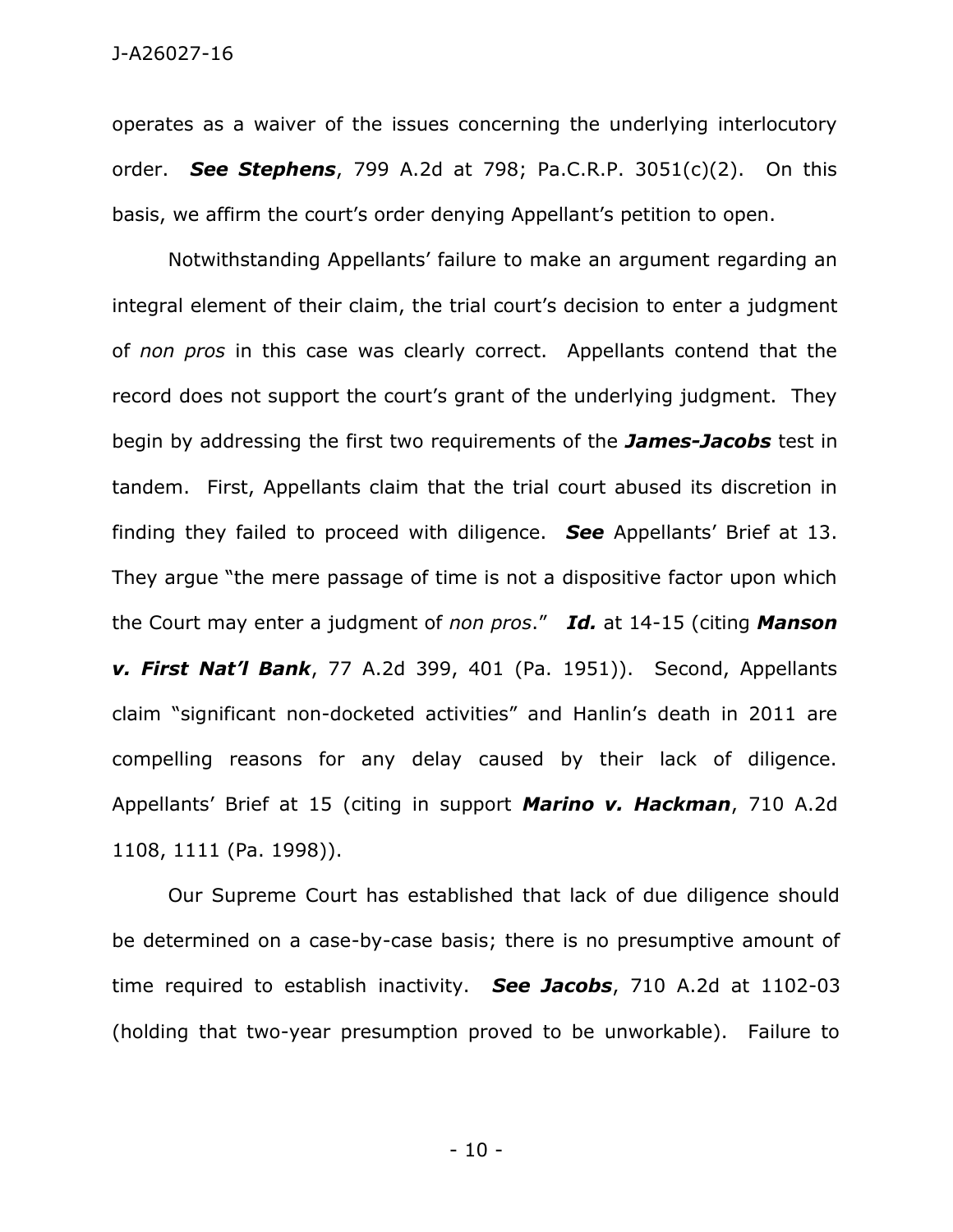operates as a waiver of the issues concerning the underlying interlocutory order. ***See Stephens***, 799 A.2d at 798; Pa.C.R.P. 3051(c)(2). On this basis, we affirm the court's order denying Appellant's petition to open.

Notwithstanding Appellants' failure to make an argument regarding an integral element of their claim, the trial court's decision to enter a judgment of *non pros* in this case was clearly correct. Appellants contend that the record does not support the court's grant of the underlying judgment. They begin by addressing the first two requirements of the ***James-Jacobs*** test in tandem. First, Appellants claim that the trial court abused its discretion in finding they failed to proceed with diligence. ***See*** Appellants' Brief at 13. They argue "the mere passage of time is not a dispositive factor upon which the Court may enter a judgment of *non pros*." ***Id.*** at 14-15 (citing ***Manson v. First Nat'l Bank***, 77 A.2d 399, 401 (Pa. 1951)). Second, Appellants claim "significant non-docketed activities" and Hanlin's death in 2011 are compelling reasons for any delay caused by their lack of diligence. Appellants' Brief at 15 (citing in support ***Marino v. Hackman***, 710 A.2d 1108, 1111 (Pa. 1998)).

Our Supreme Court has established that lack of due diligence should be determined on a case-by-case basis; there is no presumptive amount of time required to establish inactivity. ***See Jacobs***, 710 A.2d at 1102-03 (holding that two-year presumption proved to be unworkable). Failure to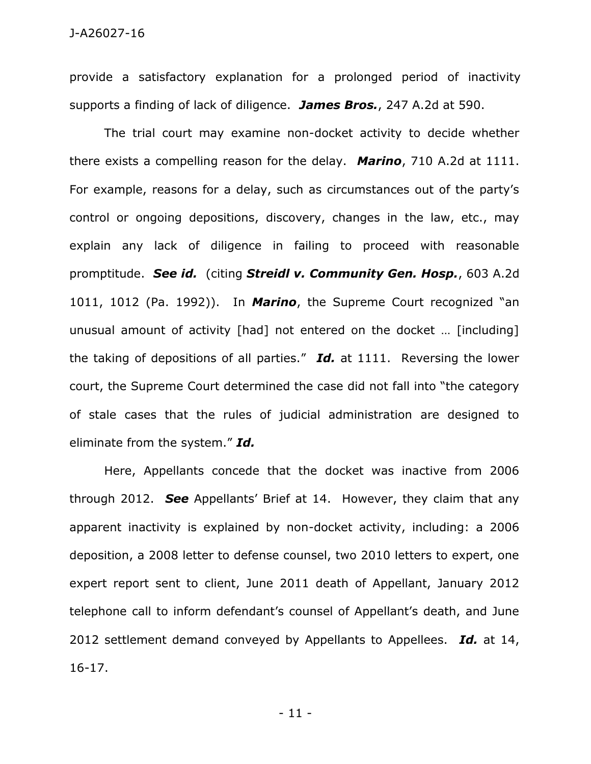provide a satisfactory explanation for a prolonged period of inactivity supports a finding of lack of diligence. ***James Bros.***, 247 A.2d at 590.

The trial court may examine non-docket activity to decide whether there exists a compelling reason for the delay. ***Marino***, 710 A.2d at 1111. For example, reasons for a delay, such as circumstances out of the party's control or ongoing depositions, discovery, changes in the law, etc., may explain any lack of diligence in failing to proceed with reasonable promptitude. ***See id.*** (citing ***Streidl v. Community Gen. Hosp.***, 603 A.2d 1011, 1012 (Pa. 1992)). In ***Marino***, the Supreme Court recognized "an unusual amount of activity [had] not entered on the docket … [including] the taking of depositions of all parties." ***Id.*** at 1111. Reversing the lower court, the Supreme Court determined the case did not fall into "the category of stale cases that the rules of judicial administration are designed to eliminate from the system." ***Id.***

Here, Appellants concede that the docket was inactive from 2006 through 2012. ***See*** Appellants' Brief at 14. However, they claim that any apparent inactivity is explained by non-docket activity, including: a 2006 deposition, a 2008 letter to defense counsel, two 2010 letters to expert, one expert report sent to client, June 2011 death of Appellant, January 2012 telephone call to inform defendant's counsel of Appellant's death, and June 2012 settlement demand conveyed by Appellants to Appellees. ***Id.*** at 14, 16-17.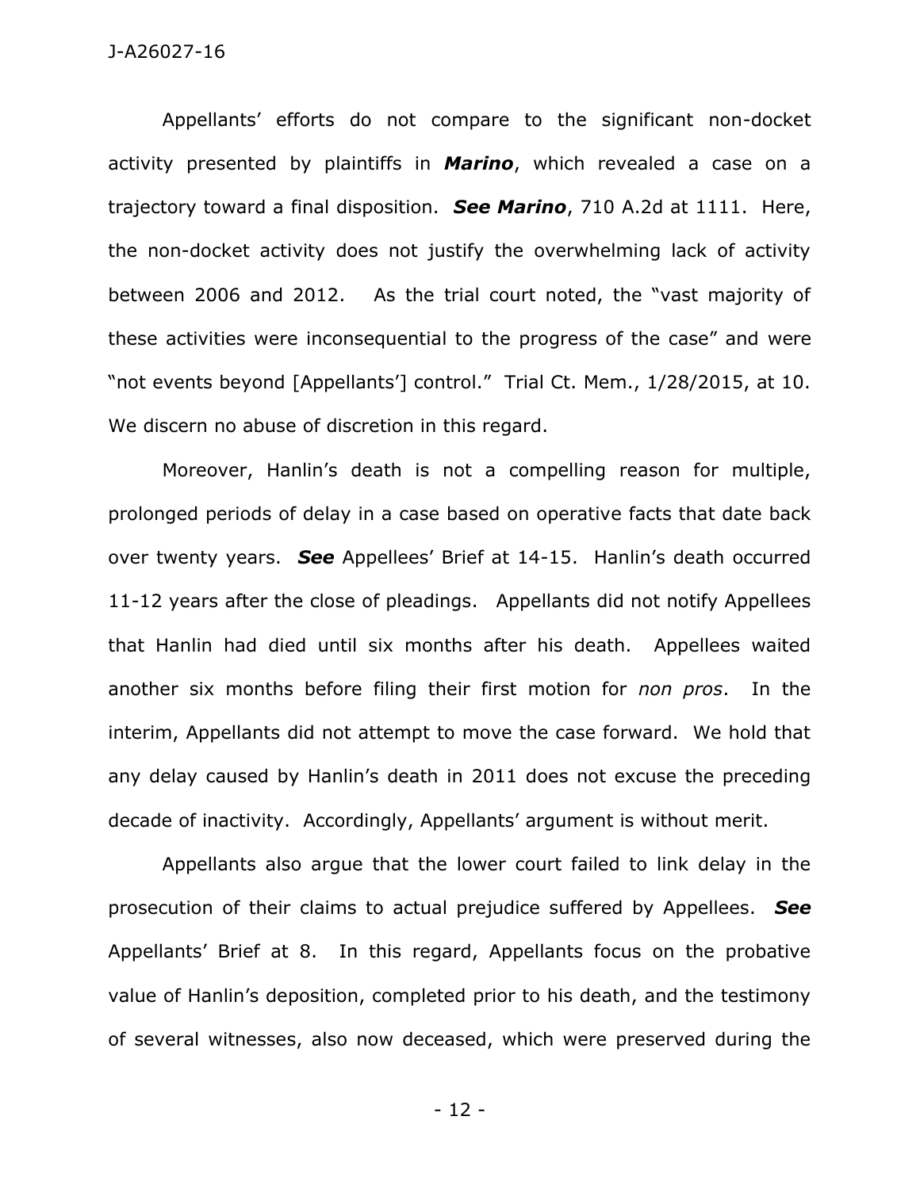Appellants' efforts do not compare to the significant non-docket activity presented by plaintiffs in ***Marino***, which revealed a case on a trajectory toward a final disposition. ***See Marino***, 710 A.2d at 1111. Here, the non-docket activity does not justify the overwhelming lack of activity between 2006 and 2012. As the trial court noted, the "vast majority of these activities were inconsequential to the progress of the case" and were "not events beyond [Appellants'] control." Trial Ct. Mem., 1/28/2015, at 10. We discern no abuse of discretion in this regard.

Moreover, Hanlin's death is not a compelling reason for multiple, prolonged periods of delay in a case based on operative facts that date back over twenty years. ***See*** Appellees' Brief at 14-15. Hanlin's death occurred 11-12 years after the close of pleadings. Appellants did not notify Appellees that Hanlin had died until six months after his death. Appellees waited another six months before filing their first motion for *non pros*. In the interim, Appellants did not attempt to move the case forward. We hold that any delay caused by Hanlin's death in 2011 does not excuse the preceding decade of inactivity. Accordingly, Appellants' argument is without merit.

Appellants also argue that the lower court failed to link delay in the prosecution of their claims to actual prejudice suffered by Appellees. ***See*** Appellants' Brief at 8. In this regard, Appellants focus on the probative value of Hanlin's deposition, completed prior to his death, and the testimony of several witnesses, also now deceased, which were preserved during the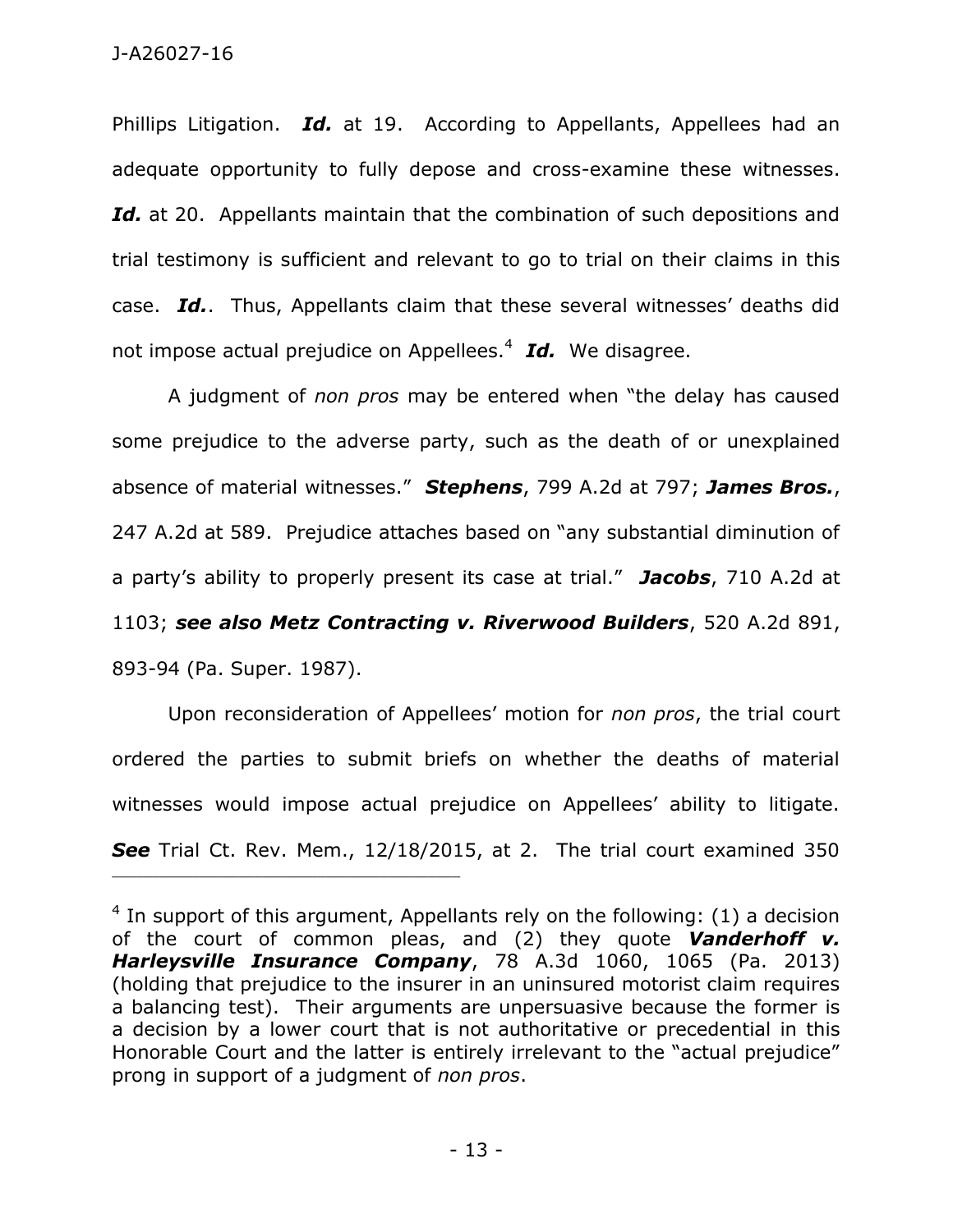Phillips Litigation. ***Id.*** at 19. According to Appellants, Appellees had an adequate opportunity to fully depose and cross-examine these witnesses. ***Id.*** at 20. Appellants maintain that the combination of such depositions and trial testimony is sufficient and relevant to go to trial on their claims in this case. ***Id.***. Thus, Appellants claim that these several witnesses' deaths did not impose actual prejudice on Appellees.[4] ***Id.*** We disagree.

A judgment of *non pros* may be entered when "the delay has caused some prejudice to the adverse party, such as the death of or unexplained absence of material witnesses." ***Stephens***, 799 A.2d at 797; ***James Bros.***, 247 A.2d at 589. Prejudice attaches based on "any substantial diminution of a party's ability to properly present its case at trial." ***Jacobs***, 710 A.2d at 1103; ***see also Metz Contracting v. Riverwood Builders***, 520 A.2d 891, 893-94 (Pa. Super. 1987).

Upon reconsideration of Appellees' motion for *non pros*, the trial court ordered the parties to submit briefs on whether the deaths of material witnesses would impose actual prejudice on Appellees' ability to litigate. ***See*** Trial Ct. Rev. Mem., 12/18/2015, at 2. The trial court examined 350

---

[4] In support of this argument, Appellants rely on the following: (1) a decision of the court of common pleas, and (2) they quote ***Vanderhoff v. Harleysville Insurance Company***, 78 A.3d 1060, 1065 (Pa. 2013) (holding that prejudice to the insurer in an uninsured motorist claim requires a balancing test). Their arguments are unpersuasive because the former is a decision by a lower court that is not authoritative or precedential in this Honorable Court and the latter is entirely irrelevant to the "actual prejudice" prong in support of a judgment of *non pros*.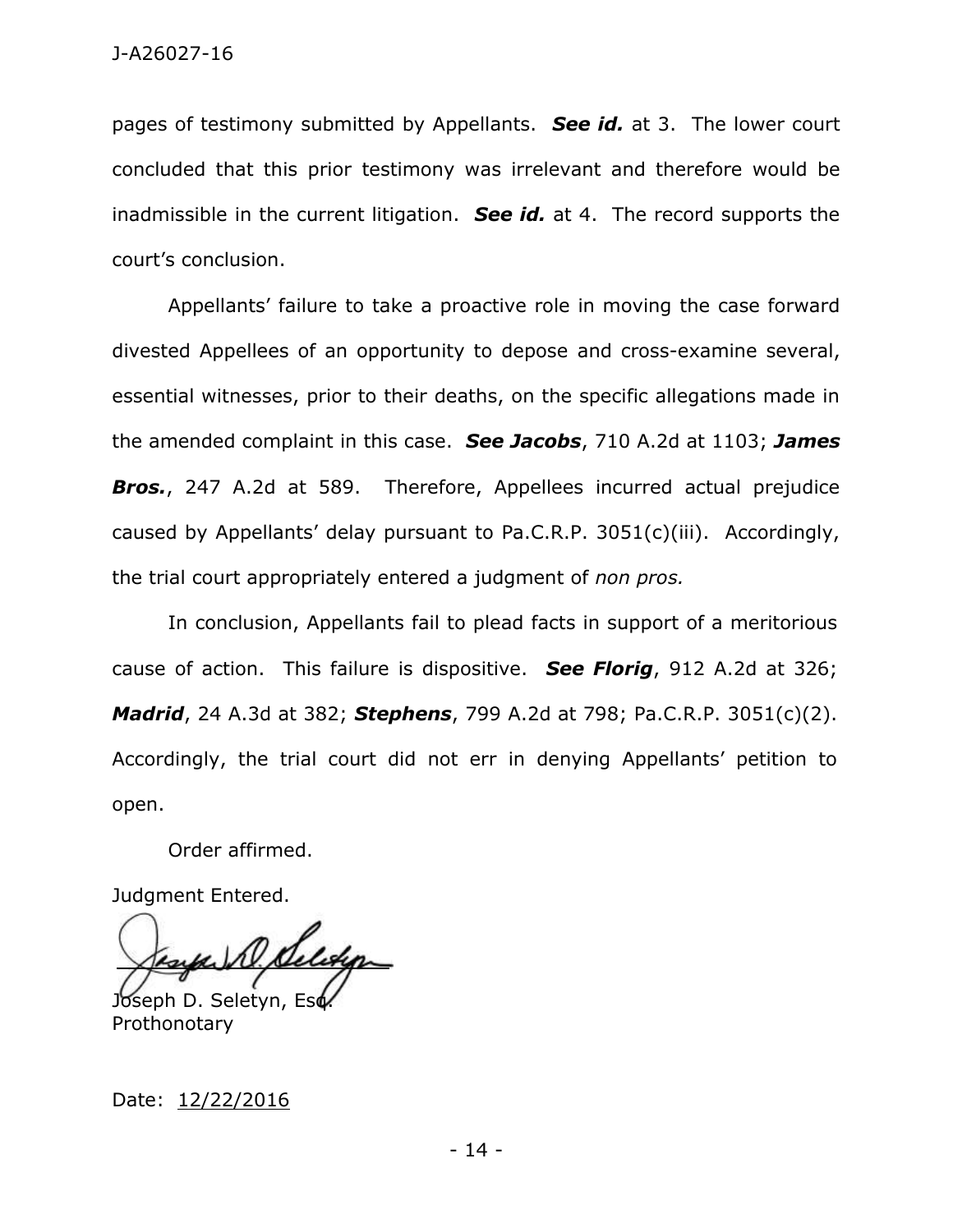pages of testimony submitted by Appellants. ***See id.*** at 3. The lower court concluded that this prior testimony was irrelevant and therefore would be inadmissible in the current litigation. ***See id.*** at 4. The record supports the court's conclusion.

Appellants' failure to take a proactive role in moving the case forward divested Appellees of an opportunity to depose and cross-examine several, essential witnesses, prior to their deaths, on the specific allegations made in the amended complaint in this case. ***See Jacobs***, 710 A.2d at 1103; ***James Bros.***, 247 A.2d at 589. Therefore, Appellees incurred actual prejudice caused by Appellants' delay pursuant to Pa.C.R.P. 3051(c)(iii). Accordingly, the trial court appropriately entered a judgment of *non pros.*

In conclusion, Appellants fail to plead facts in support of a meritorious cause of action. This failure is dispositive. ***See Florig***, 912 A.2d at 326; ***Madrid***, 24 A.3d at 382; ***Stephens***, 799 A.2d at 798; Pa.C.R.P. 3051(c)(2). Accordingly, the trial court did not err in denying Appellants' petition to open.

Order affirmed.

Judgment Entered.

Joseph D. Seletyn, Esq.
Prothonotary

Date: 12/22/2016